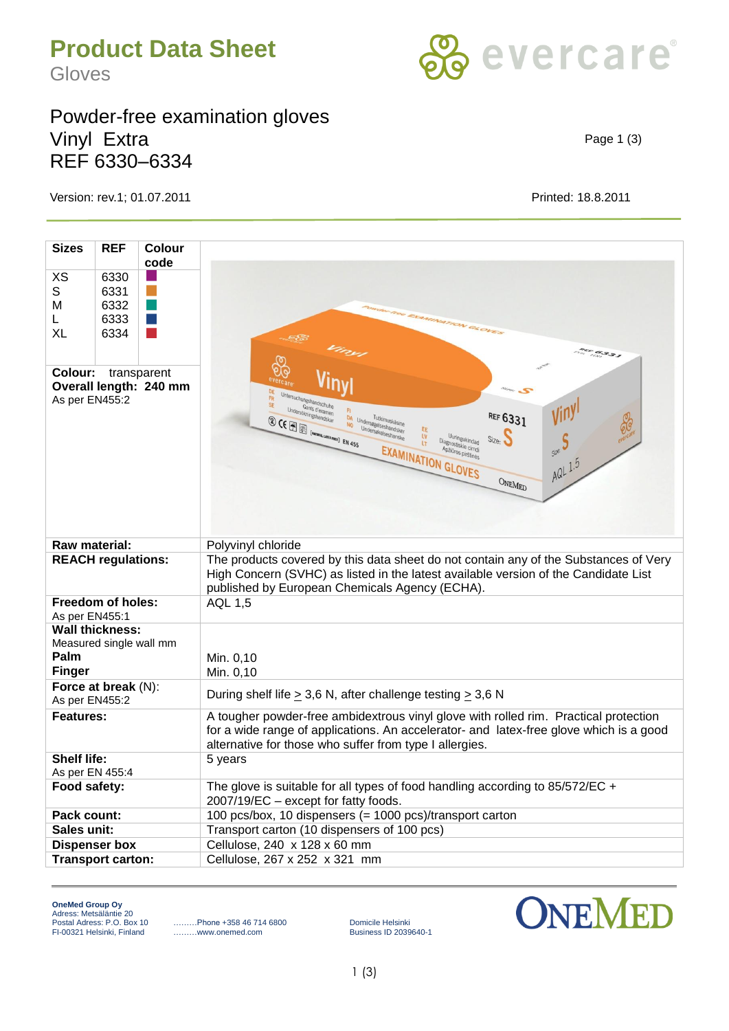# Product Data Sheet

Gloves

## Powder-free examination gloves
## Vinyl Extra
## REF 6330–6334

Version: rev.1; 01.07.2011

Printed: 18.8.2011

| Sizes | REF | Colour code |
|---|---|---|
| XS | 6330 | (purple) |
| S | 6331 | (orange) |
| M | 6332 | (green) |
| L | 6333 | (blue) |
| XL | 6334 | (red) |

**Colour:** transparent
**Overall length: 240 mm**
As per EN455:2

| | |
|---|---|
| **Raw material:** | Polyvinyl chloride |
| **REACH regulations:** | The products covered by this data sheet do not contain any of the Substances of Very High Concern (SVHC) as listed in the latest available version of the Candidate List published by European Chemicals Agency (ECHA). |
| **Freedom of holes:** As per EN455:1 | AQL 1,5 |
| **Wall thickness:** Measured single wall mm | |
| **Palm** | Min. 0,10 |
| **Finger** | Min. 0,10 |
| **Force at break** (N): As per EN455:2 | During shelf life ≥ 3,6 N, after challenge testing ≥ 3,6 N |
| **Features:** | A tougher powder-free ambidextrous vinyl glove with rolled rim. Practical protection for a wide range of applications. An accelerator- and latex-free glove which is a good alternative for those who suffer from type I allergies. |
| **Shelf life:** As per EN 455:4 | 5 years |
| **Food safety:** | The glove is suitable for all types of food handling according to 85/572/EC + 2007/19/EC – except for fatty foods. |
| **Pack count:** | 100 pcs/box, 10 dispensers (= 1000 pcs)/transport carton |
| **Sales unit:** | Transport carton (10 dispensers of 100 pcs) |
| **Dispenser box** | Cellulose, 240 x 128 x 60 mm |
| **Transport carton:** | Cellulose, 267 x 252 x 321 mm |

**OneMed Group Oy**
Adress: Metsäläntie 20
Postal Adress: P.O. Box 10
FI-00321 Helsinki, Finland

Phone +358 46 714 6800
www.onemed.com

Domicile Helsinki
Business ID 2039640-1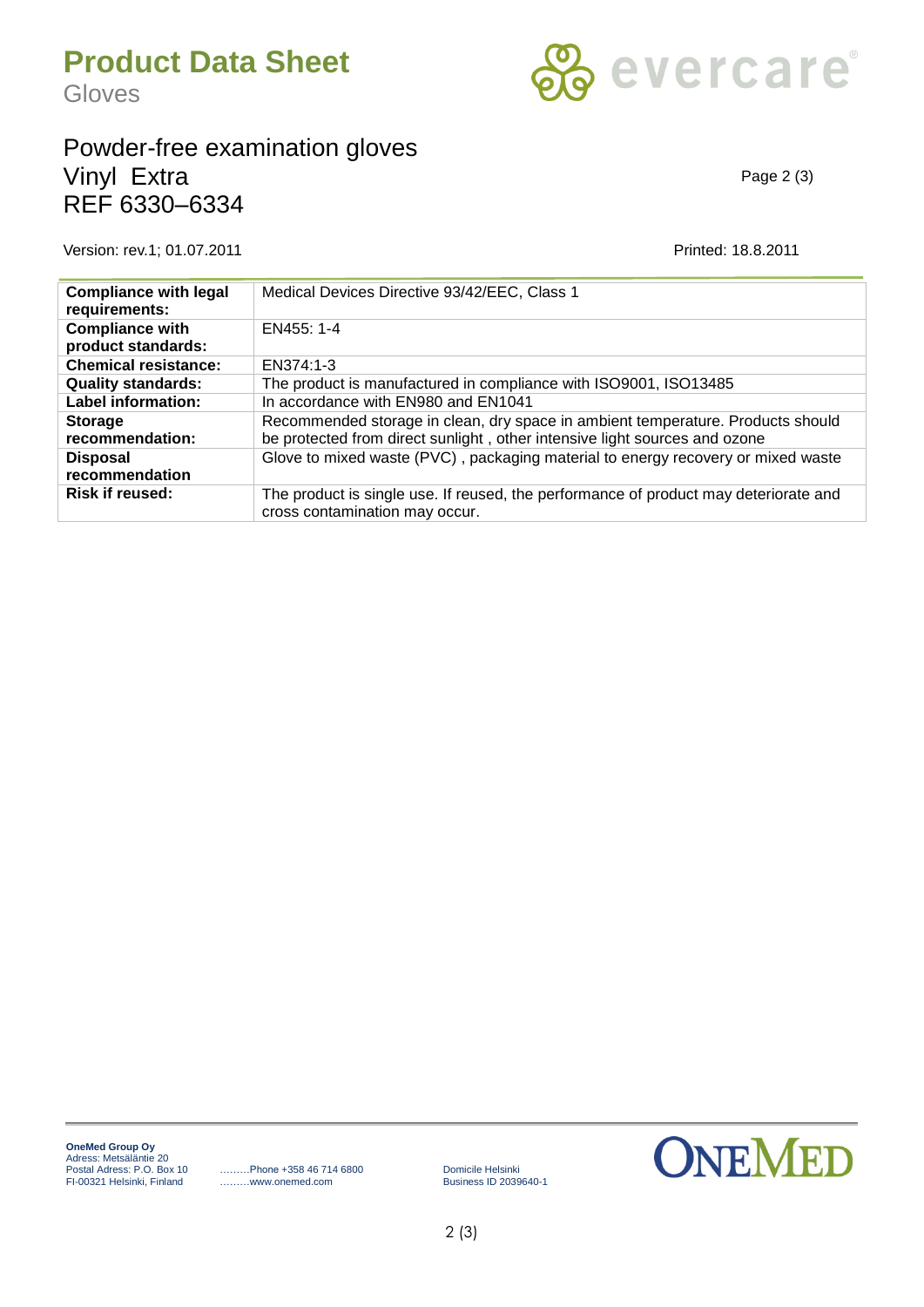# Product Data Sheet

Gloves

## Powder-free examination gloves
## Vinyl Extra
## REF 6330–6334

Version: rev.1; 01.07.2011

Printed: 18.8.2011

| | |
|---|---|
| **Compliance with legal requirements:** | Medical Devices Directive 93/42/EEC, Class 1 |
| **Compliance with product standards:** | EN455: 1-4 |
| **Chemical resistance:** | EN374:1-3 |
| **Quality standards:** | The product is manufactured in compliance with ISO9001, ISO13485 |
| **Label information:** | In accordance with EN980 and EN1041 |
| **Storage recommendation:** | Recommended storage in clean, dry space in ambient temperature. Products should be protected from direct sunlight , other intensive light sources and ozone |
| **Disposal recommendation** | Glove to mixed waste (PVC) , packaging material to energy recovery or mixed waste |
| **Risk if reused:** | The product is single use. If reused, the performance of product may deteriorate and cross contamination may occur. |

**OneMed Group Oy**
Adress: Metsäläntie 20
Postal Adress: P.O. Box 10
FI-00321 Helsinki, Finland

………Phone +358 46 714 6800
………www.onemed.com

Domicile Helsinki
Business ID 2039640-1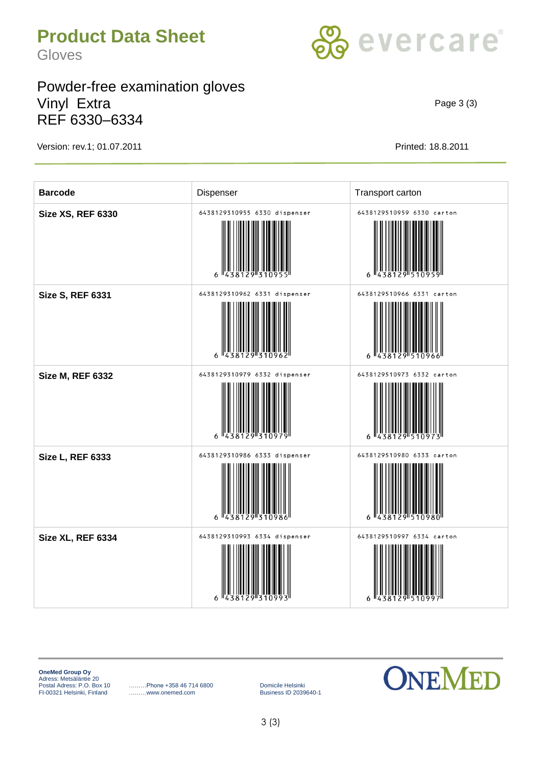# Product Data Sheet

Gloves

Powder-free examination gloves
Vinyl Extra
REF 6330–6334

Page 3 (3)

Version: rev.1; 01.07.2011

Printed: 18.8.2011

| **Barcode** | Dispenser | Transport carton |
|---|---|---|
| **Size XS, REF 6330** | 6438129310955 6330 dispenser<br>6 438129 310955 | 6438129510959 6330 carton<br>6 438129 510959 |
| **Size S, REF 6331** | 6438129310962 6331 dispenser<br>6 438129 310962 | 6438129510966 6331 carton<br>6 438129 510966 |
| **Size M, REF 6332** | 6438129310979 6332 dispenser<br>6 438129 310979 | 6438129510973 6332 carton<br>6 438129 510973 |
| **Size L, REF 6333** | 6438129310986 6333 dispenser<br>6 438129 310986 | 6438129510980 6333 carton<br>6 438129 510980 |
| **Size XL, REF 6334** | 6438129310993 6334 dispenser<br>6 438129 310993 | 6438129510997 6334 carton<br>6 438129 510997 |

**OneMed Group Oy**
Adress: Metsäläntie 20
Postal Adress: P.O. Box 10
FI-00321 Helsinki, Finland

………Phone +358 46 714 6800
………www.onemed.com

Domicile Helsinki
Business ID 2039640-1